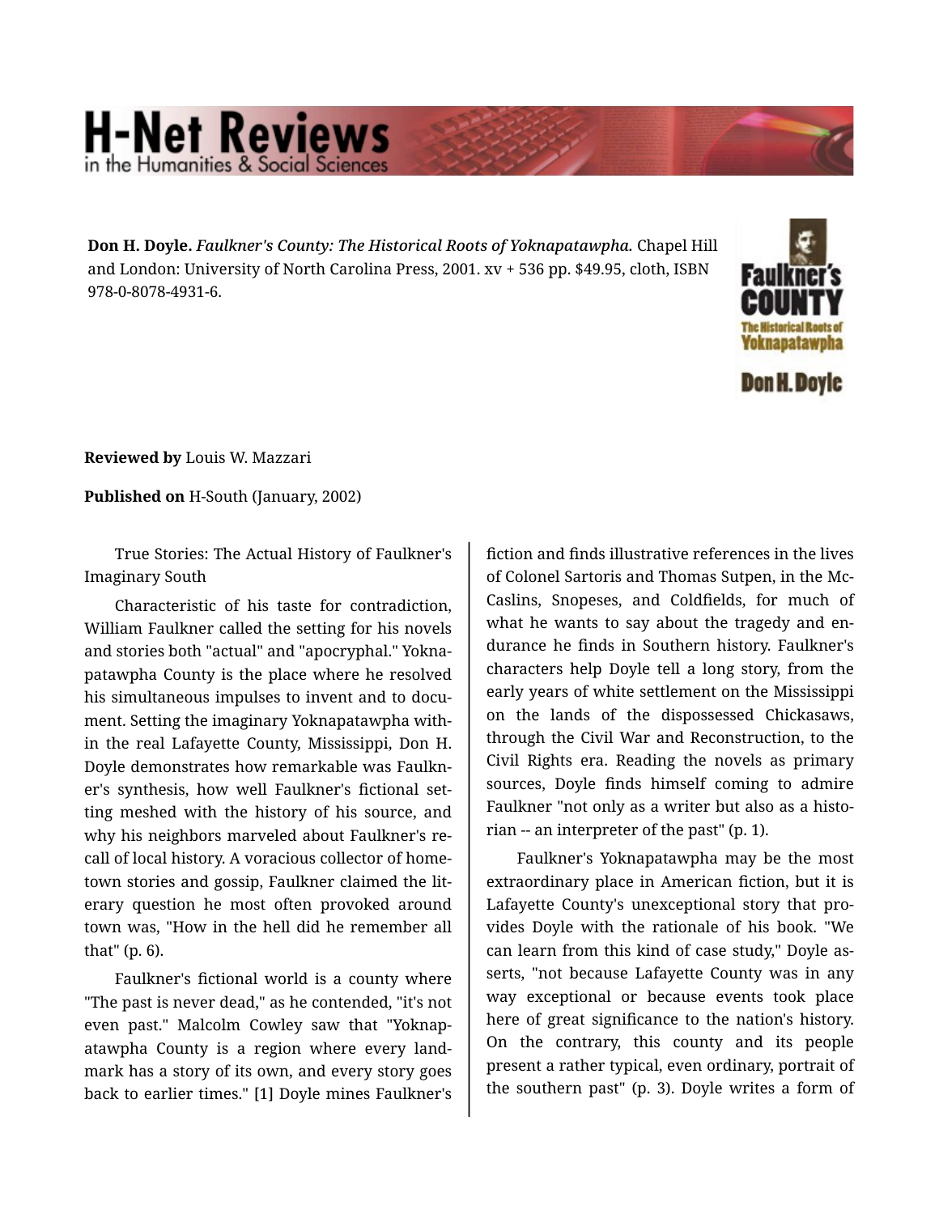**Don H. Doyle.** *Faulkner's County: The Historical Roots of Yoknapatawpha.* Chapel Hill and London: University of North Carolina Press, 2001. xv + 536 pp. $49.95, cloth, ISBN 978-0-8078-4931-6.

**Reviewed by** Louis W. Mazzari

**Published on** H-South (January, 2002)

True Stories: The Actual History of Faulkner's Imaginary South

Characteristic of his taste for contradiction, William Faulkner called the setting for his novels and stories both "actual" and "apocryphal." Yoknapatawpha County is the place where he resolved his simultaneous impulses to invent and to document. Setting the imaginary Yoknapatawpha within the real Lafayette County, Mississippi, Don H. Doyle demonstrates how remarkable was Faulkner's synthesis, how well Faulkner's fictional setting meshed with the history of his source, and why his neighbors marveled about Faulkner's recall of local history. A voracious collector of hometown stories and gossip, Faulkner claimed the literary question he most often provoked around town was, "How in the hell did he remember all that" (p. 6).

Faulkner's fictional world is a county where "The past is never dead," as he contended, "it's not even past." Malcolm Cowley saw that "Yoknapatawpha County is a region where every landmark has a story of its own, and every story goes back to earlier times." [1] Doyle mines Faulkner's fiction and finds illustrative references in the lives of Colonel Sartoris and Thomas Sutpen, in the McCaslins, Snopeses, and Coldfields, for much of what he wants to say about the tragedy and endurance he finds in Southern history. Faulkner's characters help Doyle tell a long story, from the early years of white settlement on the Mississippi on the lands of the dispossessed Chickasaws, through the Civil War and Reconstruction, to the Civil Rights era. Reading the novels as primary sources, Doyle finds himself coming to admire Faulkner "not only as a writer but also as a historian -- an interpreter of the past" (p. 1).

Faulkner's Yoknapatawpha may be the most extraordinary place in American fiction, but it is Lafayette County's unexceptional story that provides Doyle with the rationale of his book. "We can learn from this kind of case study," Doyle asserts, "not because Lafayette County was in any way exceptional or because events took place here of great significance to the nation's history. On the contrary, this county and its people present a rather typical, even ordinary, portrait of the southern past" (p. 3). Doyle writes a form of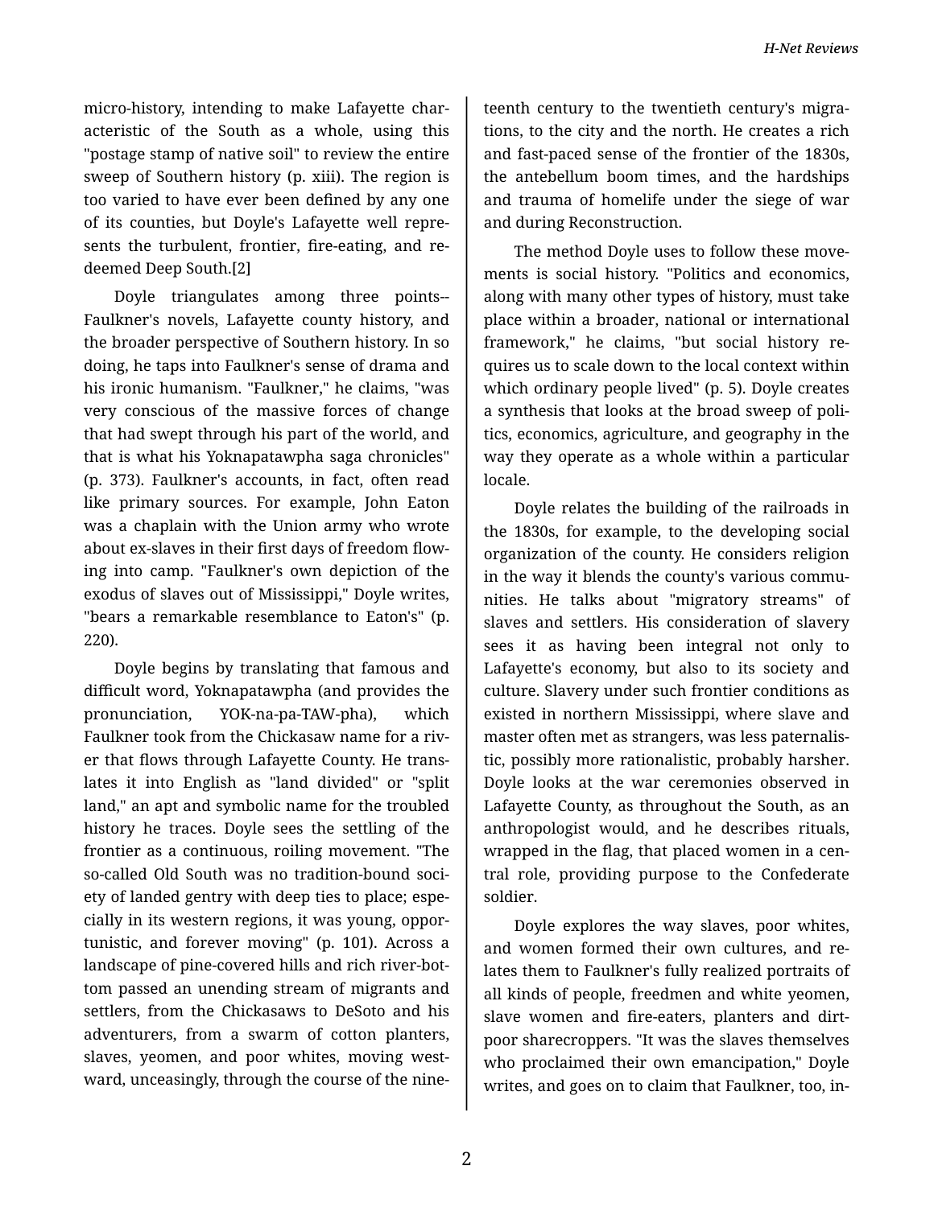micro-history, intending to make Lafayette characteristic of the South as a whole, using this "postage stamp of native soil" to review the entire sweep of Southern history (p. xiii). The region is too varied to have ever been defined by any one of its counties, but Doyle's Lafayette well represents the turbulent, frontier, fire-eating, and redeemed Deep South.[2]

Doyle triangulates among three points--Faulkner's novels, Lafayette county history, and the broader perspective of Southern history. In so doing, he taps into Faulkner's sense of drama and his ironic humanism. "Faulkner," he claims, "was very conscious of the massive forces of change that had swept through his part of the world, and that is what his Yoknapatawpha saga chronicles" (p. 373). Faulkner's accounts, in fact, often read like primary sources. For example, John Eaton was a chaplain with the Union army who wrote about ex-slaves in their first days of freedom flowing into camp. "Faulkner's own depiction of the exodus of slaves out of Mississippi," Doyle writes, "bears a remarkable resemblance to Eaton's" (p. 220).

Doyle begins by translating that famous and difficult word, Yoknapatawpha (and provides the pronunciation, YOK-na-pa-TAW-pha), which Faulkner took from the Chickasaw name for a river that flows through Lafayette County. He translates it into English as "land divided" or "split land," an apt and symbolic name for the troubled history he traces. Doyle sees the settling of the frontier as a continuous, roiling movement. "The so-called Old South was no tradition-bound society of landed gentry with deep ties to place; especially in its western regions, it was young, opportunistic, and forever moving" (p. 101). Across a landscape of pine-covered hills and rich river-bottom passed an unending stream of migrants and settlers, from the Chickasaws to DeSoto and his adventurers, from a swarm of cotton planters, slaves, yeomen, and poor whites, moving westward, unceasingly, through the course of the nineteenth century to the twentieth century's migrations, to the city and the north. He creates a rich and fast-paced sense of the frontier of the 1830s, the antebellum boom times, and the hardships and trauma of homelife under the siege of war and during Reconstruction.

The method Doyle uses to follow these movements is social history. "Politics and economics, along with many other types of history, must take place within a broader, national or international framework," he claims, "but social history requires us to scale down to the local context within which ordinary people lived" (p. 5). Doyle creates a synthesis that looks at the broad sweep of politics, economics, agriculture, and geography in the way they operate as a whole within a particular locale.

Doyle relates the building of the railroads in the 1830s, for example, to the developing social organization of the county. He considers religion in the way it blends the county's various communities. He talks about "migratory streams" of slaves and settlers. His consideration of slavery sees it as having been integral not only to Lafayette's economy, but also to its society and culture. Slavery under such frontier conditions as existed in northern Mississippi, where slave and master often met as strangers, was less paternalistic, possibly more rationalistic, probably harsher. Doyle looks at the war ceremonies observed in Lafayette County, as throughout the South, as an anthropologist would, and he describes rituals, wrapped in the flag, that placed women in a central role, providing purpose to the Confederate soldier.

Doyle explores the way slaves, poor whites, and women formed their own cultures, and relates them to Faulkner's fully realized portraits of all kinds of people, freedmen and white yeomen, slave women and fire-eaters, planters and dirt-poor sharecroppers. "It was the slaves themselves who proclaimed their own emancipation," Doyle writes, and goes on to claim that Faulkner, too, in-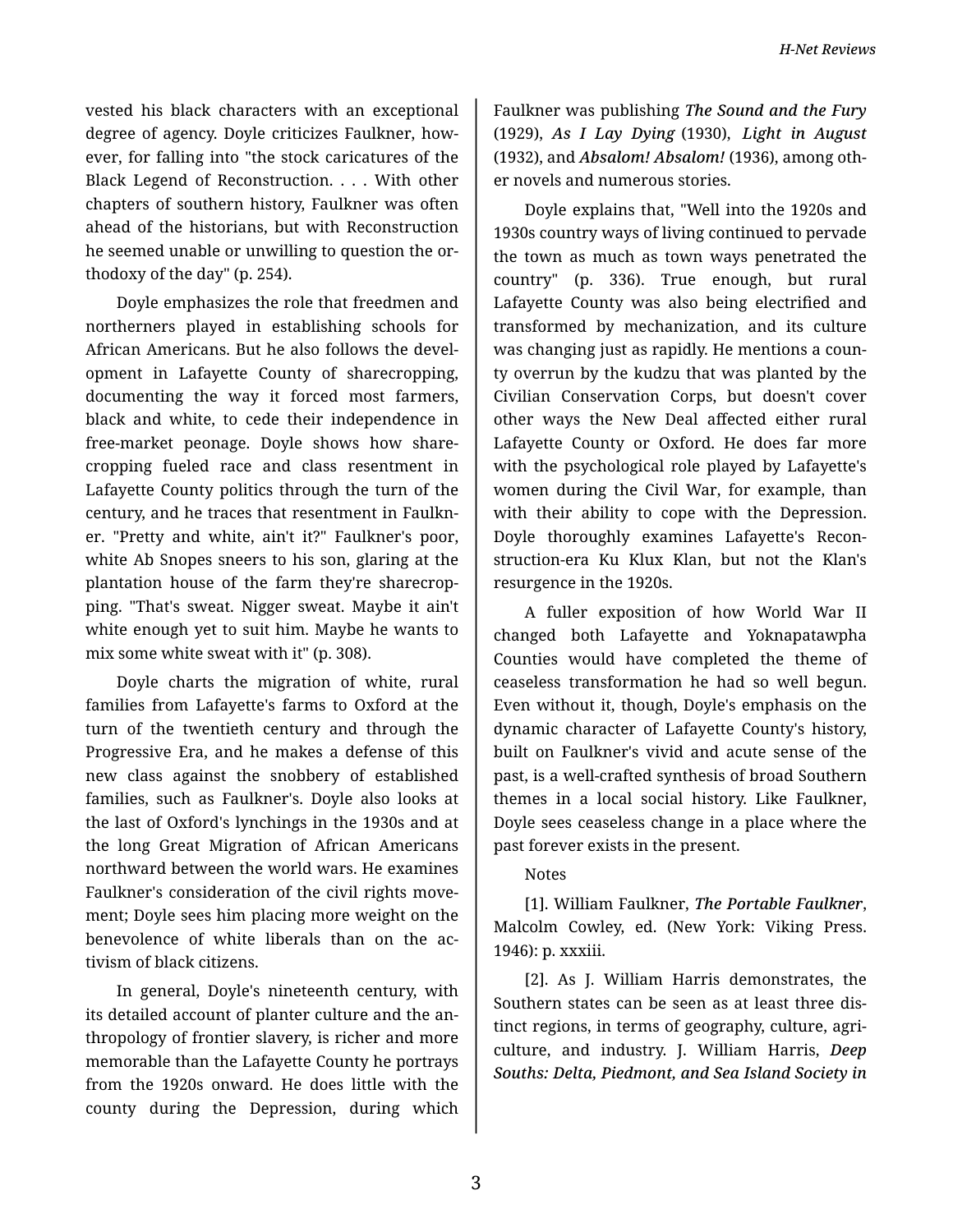vested his black characters with an exceptional degree of agency. Doyle criticizes Faulkner, however, for falling into "the stock caricatures of the Black Legend of Reconstruction. . . . With other chapters of southern history, Faulkner was often ahead of the historians, but with Reconstruction he seemed unable or unwilling to question the orthodoxy of the day" (p. 254).

Doyle emphasizes the role that freedmen and northerners played in establishing schools for African Americans. But he also follows the development in Lafayette County of sharecropping, documenting the way it forced most farmers, black and white, to cede their independence in free-market peonage. Doyle shows how sharecropping fueled race and class resentment in Lafayette County politics through the turn of the century, and he traces that resentment in Faulkner. "Pretty and white, ain't it?" Faulkner's poor, white Ab Snopes sneers to his son, glaring at the plantation house of the farm they're sharecropping. "That's sweat. Nigger sweat. Maybe it ain't white enough yet to suit him. Maybe he wants to mix some white sweat with it" (p. 308).

Doyle charts the migration of white, rural families from Lafayette's farms to Oxford at the turn of the twentieth century and through the Progressive Era, and he makes a defense of this new class against the snobbery of established families, such as Faulkner's. Doyle also looks at the last of Oxford's lynchings in the 1930s and at the long Great Migration of African Americans northward between the world wars. He examines Faulkner's consideration of the civil rights movement; Doyle sees him placing more weight on the benevolence of white liberals than on the activism of black citizens.

In general, Doyle's nineteenth century, with its detailed account of planter culture and the anthropology of frontier slavery, is richer and more memorable than the Lafayette County he portrays from the 1920s onward. He does little with the county during the Depression, during which Faulkner was publishing ***The Sound and the Fury*** (1929), ***As I Lay Dying*** (1930), ***Light in August*** (1932), and ***Absalom! Absalom!*** (1936), among other novels and numerous stories.

Doyle explains that, "Well into the 1920s and 1930s country ways of living continued to pervade the town as much as town ways penetrated the country" (p. 336). True enough, but rural Lafayette County was also being electrified and transformed by mechanization, and its culture was changing just as rapidly. He mentions a county overrun by the kudzu that was planted by the Civilian Conservation Corps, but doesn't cover other ways the New Deal affected either rural Lafayette County or Oxford. He does far more with the psychological role played by Lafayette's women during the Civil War, for example, than with their ability to cope with the Depression. Doyle thoroughly examines Lafayette's Reconstruction-era Ku Klux Klan, but not the Klan's resurgence in the 1920s.

A fuller exposition of how World War II changed both Lafayette and Yoknapatawpha Counties would have completed the theme of ceaseless transformation he had so well begun. Even without it, though, Doyle's emphasis on the dynamic character of Lafayette County's history, built on Faulkner's vivid and acute sense of the past, is a well-crafted synthesis of broad Southern themes in a local social history. Like Faulkner, Doyle sees ceaseless change in a place where the past forever exists in the present.

Notes

[1]. William Faulkner, ***The Portable Faulkner***, Malcolm Cowley, ed. (New York: Viking Press. 1946): p. xxxiii.

[2]. As J. William Harris demonstrates, the Southern states can be seen as at least three distinct regions, in terms of geography, culture, agriculture, and industry. J. William Harris, ***Deep Souths: Delta, Piedmont, and Sea Island Society in***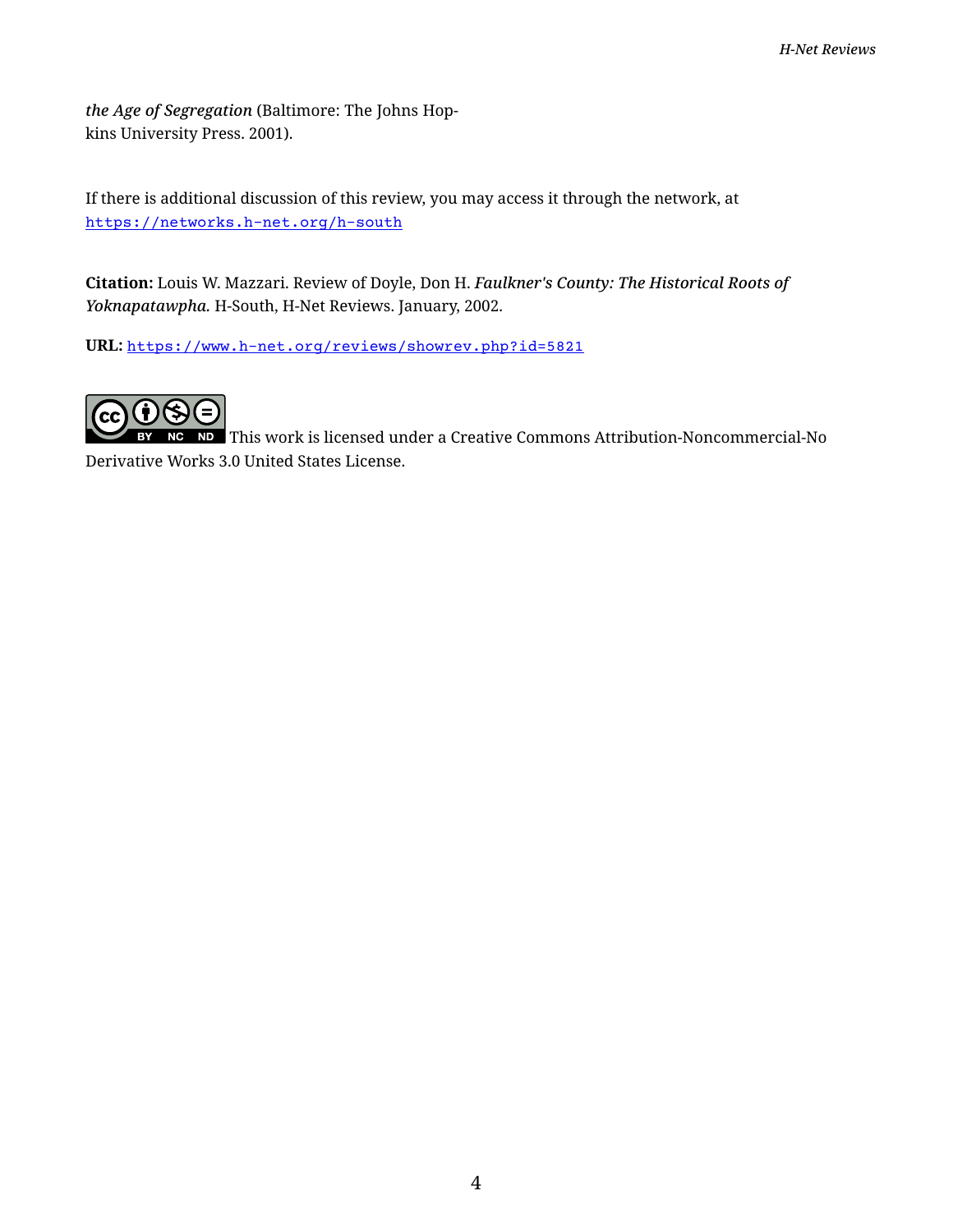*the Age of Segregation* (Baltimore: The Johns Hopkins University Press. 2001).

If there is additional discussion of this review, you may access it through the network, at https://networks.h-net.org/h-south

**Citation:** Louis W. Mazzari. Review of Doyle, Don H. ***Faulkner's County: The Historical Roots of Yoknapatawpha.*** H-South, H-Net Reviews. January, 2002.

**URL:** https://www.h-net.org/reviews/showrev.php?id=5821

This work is licensed under a Creative Commons Attribution-Noncommercial-No Derivative Works 3.0 United States License.